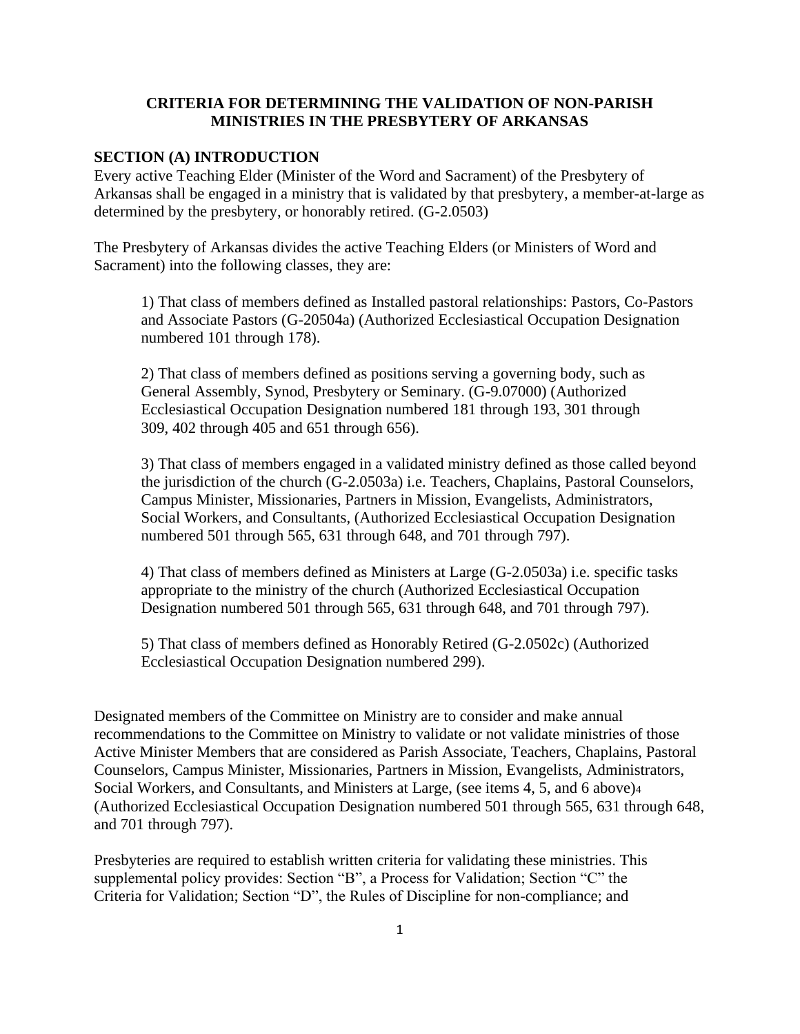**CRITERIA FOR DETERMINING THE VALIDATION OF NON-PARISH MINISTRIES IN THE PRESBYTERY OF ARKANSAS**

## SECTION (A) INTRODUCTION

Every active Teaching Elder (Minister of the Word and Sacrament) of the Presbytery of Arkansas shall be engaged in a ministry that is validated by that presbytery, a member-at-large as determined by the presbytery, or honorably retired. (G-2.0503)

The Presbytery of Arkansas divides the active Teaching Elders (or Ministers of Word and Sacrament) into the following classes, they are:

1) That class of members defined as Installed pastoral relationships: Pastors, Co-Pastors and Associate Pastors (G-20504a) (Authorized Ecclesiastical Occupation Designation numbered 101 through 178).

2) That class of members defined as positions serving a governing body, such as General Assembly, Synod, Presbytery or Seminary. (G-9.07000) (Authorized Ecclesiastical Occupation Designation numbered 181 through 193, 301 through 309, 402 through 405 and 651 through 656).

3) That class of members engaged in a validated ministry defined as those called beyond the jurisdiction of the church (G-2.0503a) i.e. Teachers, Chaplains, Pastoral Counselors, Campus Minister, Missionaries, Partners in Mission, Evangelists, Administrators, Social Workers, and Consultants, (Authorized Ecclesiastical Occupation Designation numbered 501 through 565, 631 through 648, and 701 through 797).

4) That class of members defined as Ministers at Large (G-2.0503a) i.e. specific tasks appropriate to the ministry of the church (Authorized Ecclesiastical Occupation Designation numbered 501 through 565, 631 through 648, and 701 through 797).

5) That class of members defined as Honorably Retired (G-2.0502c) (Authorized Ecclesiastical Occupation Designation numbered 299).

Designated members of the Committee on Ministry are to consider and make annual recommendations to the Committee on Ministry to validate or not validate ministries of those Active Minister Members that are considered as Parish Associate, Teachers, Chaplains, Pastoral Counselors, Campus Minister, Missionaries, Partners in Mission, Evangelists, Administrators, Social Workers, and Consultants, and Ministers at Large, (see items 4, 5, and 6 above)[4] (Authorized Ecclesiastical Occupation Designation numbered 501 through 565, 631 through 648, and 701 through 797).

Presbyteries are required to establish written criteria for validating these ministries. This supplemental policy provides: Section "B", a Process for Validation; Section "C" the Criteria for Validation; Section "D", the Rules of Discipline for non-compliance; and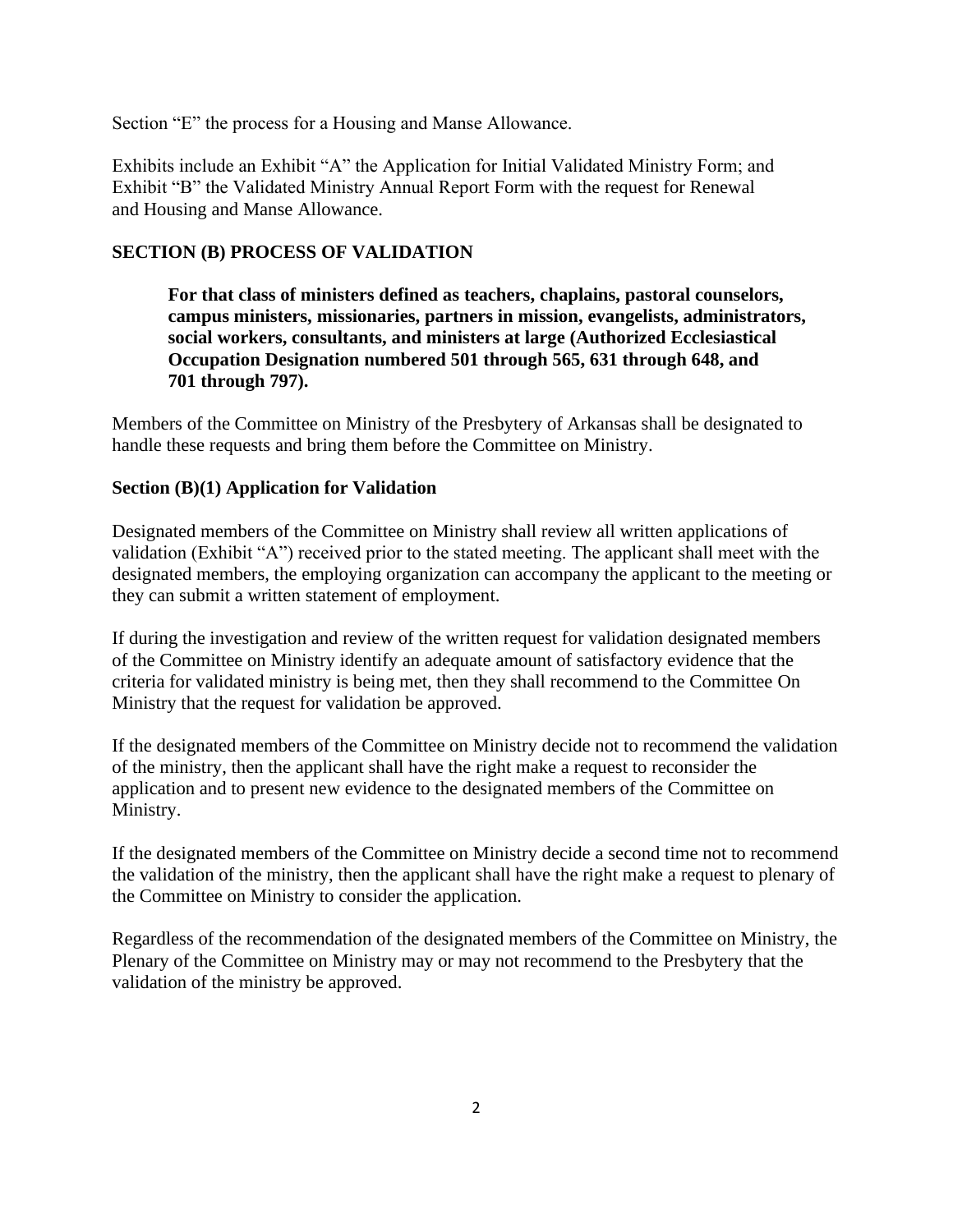Section "E" the process for a Housing and Manse Allowance.

Exhibits include an Exhibit "A" the Application for Initial Validated Ministry Form; and Exhibit "B" the Validated Ministry Annual Report Form with the request for Renewal and Housing and Manse Allowance.

## SECTION (B) PROCESS OF VALIDATION

> **For that class of ministers defined as teachers, chaplains, pastoral counselors, campus ministers, missionaries, partners in mission, evangelists, administrators, social workers, consultants, and ministers at large (Authorized Ecclesiastical Occupation Designation numbered 501 through 565, 631 through 648, and 701 through 797).**

Members of the Committee on Ministry of the Presbytery of Arkansas shall be designated to handle these requests and bring them before the Committee on Ministry.

### Section (B)(1) Application for Validation

Designated members of the Committee on Ministry shall review all written applications of validation (Exhibit "A") received prior to the stated meeting. The applicant shall meet with the designated members, the employing organization can accompany the applicant to the meeting or they can submit a written statement of employment.

If during the investigation and review of the written request for validation designated members of the Committee on Ministry identify an adequate amount of satisfactory evidence that the criteria for validated ministry is being met, then they shall recommend to the Committee On Ministry that the request for validation be approved.

If the designated members of the Committee on Ministry decide not to recommend the validation of the ministry, then the applicant shall have the right make a request to reconsider the application and to present new evidence to the designated members of the Committee on Ministry.

If the designated members of the Committee on Ministry decide a second time not to recommend the validation of the ministry, then the applicant shall have the right make a request to plenary of the Committee on Ministry to consider the application.

Regardless of the recommendation of the designated members of the Committee on Ministry, the Plenary of the Committee on Ministry may or may not recommend to the Presbytery that the validation of the ministry be approved.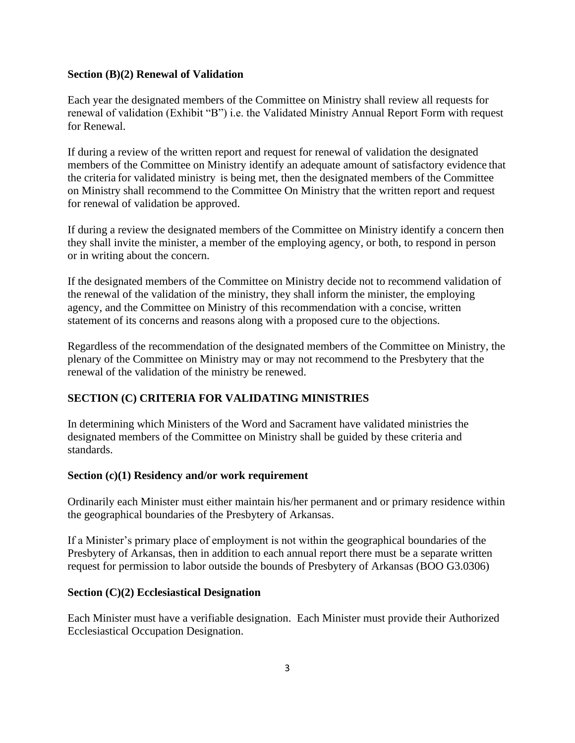### Section (B)(2) Renewal of Validation

Each year the designated members of the Committee on Ministry shall review all requests for renewal of validation (Exhibit "B") i.e. the Validated Ministry Annual Report Form with request for Renewal.

If during a review of the written report and request for renewal of validation the designated members of the Committee on Ministry identify an adequate amount of satisfactory evidence that the criteria for validated ministry is being met, then the designated members of the Committee on Ministry shall recommend to the Committee On Ministry that the written report and request for renewal of validation be approved.

If during a review the designated members of the Committee on Ministry identify a concern then they shall invite the minister, a member of the employing agency, or both, to respond in person or in writing about the concern.

If the designated members of the Committee on Ministry decide not to recommend validation of the renewal of the validation of the ministry, they shall inform the minister, the employing agency, and the Committee on Ministry of this recommendation with a concise, written statement of its concerns and reasons along with a proposed cure to the objections.

Regardless of the recommendation of the designated members of the Committee on Ministry, the plenary of the Committee on Ministry may or may not recommend to the Presbytery that the renewal of the validation of the ministry be renewed.

## SECTION (C) CRITERIA FOR VALIDATING MINISTRIES

In determining which Ministers of the Word and Sacrament have validated ministries the designated members of the Committee on Ministry shall be guided by these criteria and standards.

### Section (c)(1) Residency and/or work requirement

Ordinarily each Minister must either maintain his/her permanent and or primary residence within the geographical boundaries of the Presbytery of Arkansas.

If a Minister's primary place of employment is not within the geographical boundaries of the Presbytery of Arkansas, then in addition to each annual report there must be a separate written request for permission to labor outside the bounds of Presbytery of Arkansas (BOO G3.0306)

### Section (C)(2) Ecclesiastical Designation

Each Minister must have a verifiable designation. Each Minister must provide their Authorized Ecclesiastical Occupation Designation.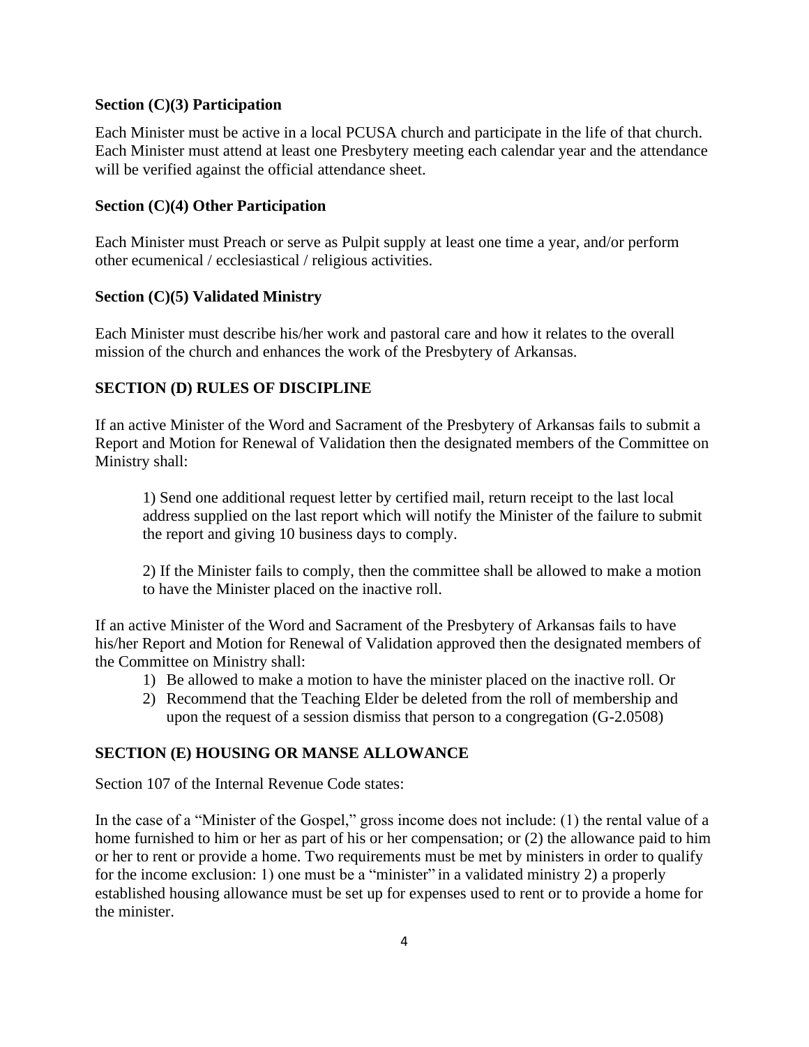### Section (C)(3) Participation

Each Minister must be active in a local PCUSA church and participate in the life of that church. Each Minister must attend at least one Presbytery meeting each calendar year and the attendance will be verified against the official attendance sheet.

### Section (C)(4) Other Participation

Each Minister must Preach or serve as Pulpit supply at least one time a year, and/or perform other ecumenical / ecclesiastical / religious activities.

### Section (C)(5) Validated Ministry

Each Minister must describe his/her work and pastoral care and how it relates to the overall mission of the church and enhances the work of the Presbytery of Arkansas.

## SECTION (D) RULES OF DISCIPLINE

If an active Minister of the Word and Sacrament of the Presbytery of Arkansas fails to submit a Report and Motion for Renewal of Validation then the designated members of the Committee on Ministry shall:

> 1) Send one additional request letter by certified mail, return receipt to the last local address supplied on the last report which will notify the Minister of the failure to submit the report and giving 10 business days to comply.
>
> 2) If the Minister fails to comply, then the committee shall be allowed to make a motion to have the Minister placed on the inactive roll.

If an active Minister of the Word and Sacrament of the Presbytery of Arkansas fails to have his/her Report and Motion for Renewal of Validation approved then the designated members of the Committee on Ministry shall:

1) Be allowed to make a motion to have the minister placed on the inactive roll. Or
2) Recommend that the Teaching Elder be deleted from the roll of membership and upon the request of a session dismiss that person to a congregation (G-2.0508)

## SECTION (E) HOUSING OR MANSE ALLOWANCE

Section 107 of the Internal Revenue Code states:

In the case of a "Minister of the Gospel," gross income does not include: (1) the rental value of a home furnished to him or her as part of his or her compensation; or (2) the allowance paid to him or her to rent or provide a home. Two requirements must be met by ministers in order to qualify for the income exclusion: 1) one must be a "minister" in a validated ministry 2) a properly established housing allowance must be set up for expenses used to rent or to provide a home for the minister.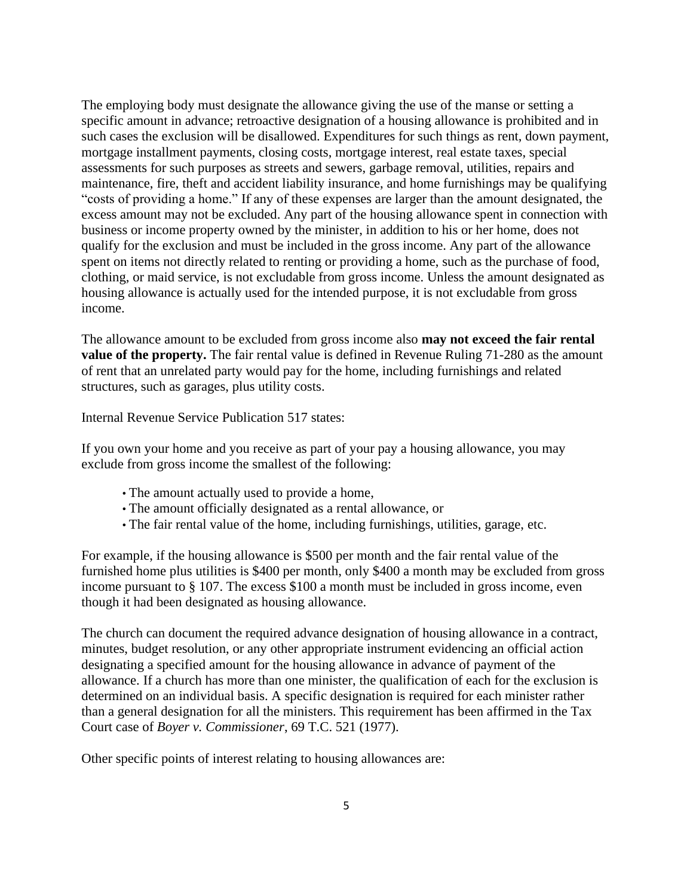The employing body must designate the allowance giving the use of the manse or setting a specific amount in advance; retroactive designation of a housing allowance is prohibited and in such cases the exclusion will be disallowed. Expenditures for such things as rent, down payment, mortgage installment payments, closing costs, mortgage interest, real estate taxes, special assessments for such purposes as streets and sewers, garbage removal, utilities, repairs and maintenance, fire, theft and accident liability insurance, and home furnishings may be qualifying "costs of providing a home." If any of these expenses are larger than the amount designated, the excess amount may not be excluded. Any part of the housing allowance spent in connection with business or income property owned by the minister, in addition to his or her home, does not qualify for the exclusion and must be included in the gross income. Any part of the allowance spent on items not directly related to renting or providing a home, such as the purchase of food, clothing, or maid service, is not excludable from gross income. Unless the amount designated as housing allowance is actually used for the intended purpose, it is not excludable from gross income.

The allowance amount to be excluded from gross income also **may not exceed the fair rental value of the property.** The fair rental value is defined in Revenue Ruling 71-280 as the amount of rent that an unrelated party would pay for the home, including furnishings and related structures, such as garages, plus utility costs.

Internal Revenue Service Publication 517 states:

If you own your home and you receive as part of your pay a housing allowance, you may exclude from gross income the smallest of the following:

- The amount actually used to provide a home,
- The amount officially designated as a rental allowance, or
- The fair rental value of the home, including furnishings, utilities, garage, etc.

For example, if the housing allowance is $500 per month and the fair rental value of the furnished home plus utilities is $400 per month, only $400 a month may be excluded from gross income pursuant to § 107. The excess $100 a month must be included in gross income, even though it had been designated as housing allowance.

The church can document the required advance designation of housing allowance in a contract, minutes, budget resolution, or any other appropriate instrument evidencing an official action designating a specified amount for the housing allowance in advance of payment of the allowance. If a church has more than one minister, the qualification of each for the exclusion is determined on an individual basis. A specific designation is required for each minister rather than a general designation for all the ministers. This requirement has been affirmed in the Tax Court case of *Boyer v. Commissioner*, 69 T.C. 521 (1977).

Other specific points of interest relating to housing allowances are: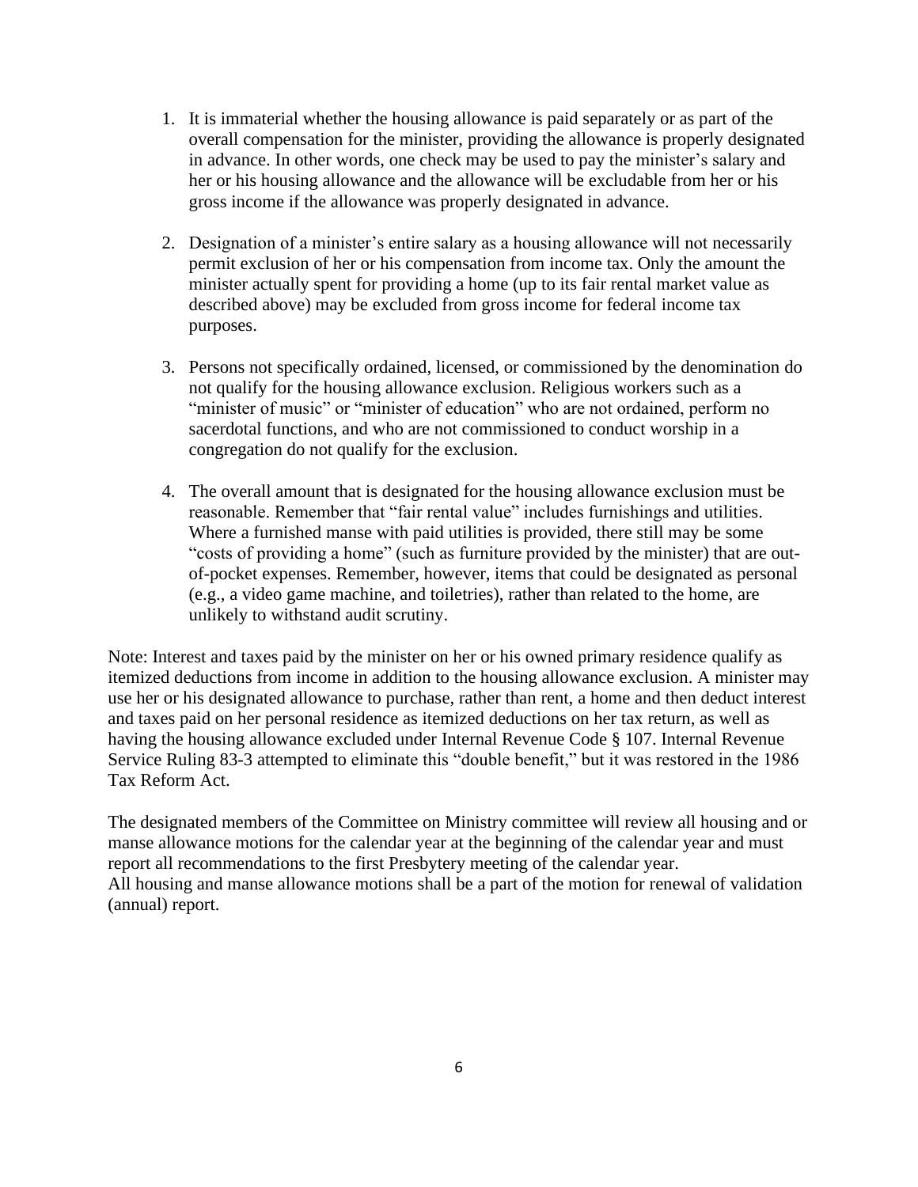1. It is immaterial whether the housing allowance is paid separately or as part of the overall compensation for the minister, providing the allowance is properly designated in advance. In other words, one check may be used to pay the minister's salary and her or his housing allowance and the allowance will be excludable from her or his gross income if the allowance was properly designated in advance.

2. Designation of a minister's entire salary as a housing allowance will not necessarily permit exclusion of her or his compensation from income tax. Only the amount the minister actually spent for providing a home (up to its fair rental market value as described above) may be excluded from gross income for federal income tax purposes.

3. Persons not specifically ordained, licensed, or commissioned by the denomination do not qualify for the housing allowance exclusion. Religious workers such as a "minister of music" or "minister of education" who are not ordained, perform no sacerdotal functions, and who are not commissioned to conduct worship in a congregation do not qualify for the exclusion.

4. The overall amount that is designated for the housing allowance exclusion must be reasonable. Remember that "fair rental value" includes furnishings and utilities. Where a furnished manse with paid utilities is provided, there still may be some "costs of providing a home" (such as furniture provided by the minister) that are out-of-pocket expenses. Remember, however, items that could be designated as personal (e.g., a video game machine, and toiletries), rather than related to the home, are unlikely to withstand audit scrutiny.

Note: Interest and taxes paid by the minister on her or his owned primary residence qualify as itemized deductions from income in addition to the housing allowance exclusion. A minister may use her or his designated allowance to purchase, rather than rent, a home and then deduct interest and taxes paid on her personal residence as itemized deductions on her tax return, as well as having the housing allowance excluded under Internal Revenue Code § 107. Internal Revenue Service Ruling 83-3 attempted to eliminate this "double benefit," but it was restored in the 1986 Tax Reform Act.

The designated members of the Committee on Ministry committee will review all housing and or manse allowance motions for the calendar year at the beginning of the calendar year and must report all recommendations to the first Presbytery meeting of the calendar year.
All housing and manse allowance motions shall be a part of the motion for renewal of validation (annual) report.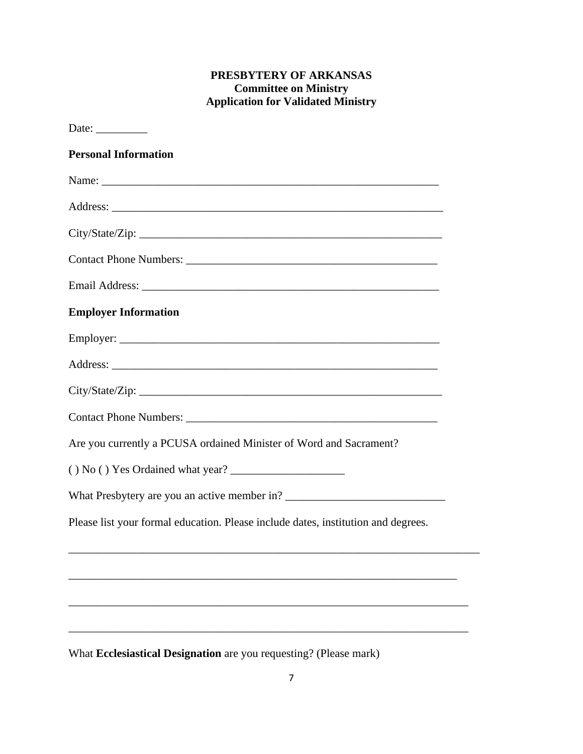**PRESBYTERY OF ARKANSAS**
**Committee on Ministry**
**Application for Validated Ministry**

Date: _________

**Personal Information**

Name: ____________________________________________________________

Address: ___________________________________________________________

City/State/Zip: _______________________________________________________

Contact Phone Numbers: _____________________________________________

Email Address: ______________________________________________________

**Employer Information**

Employer: __________________________________________________________

Address: ___________________________________________________________

City/State/Zip: _______________________________________________________

Contact Phone Numbers: _____________________________________________

Are you currently a PCUSA ordained Minister of Word and Sacrament?

( ) No ( ) Yes Ordained what year? ____________________

What Presbytery are you an active member in? ____________________________

Please list your formal education. Please include dates, institution and degrees.

___________________________________________________________________________

_______________________________________________________________________

_________________________________________________________________________

_________________________________________________________________________

What **Ecclesiastical Designation** are you requesting? (Please mark)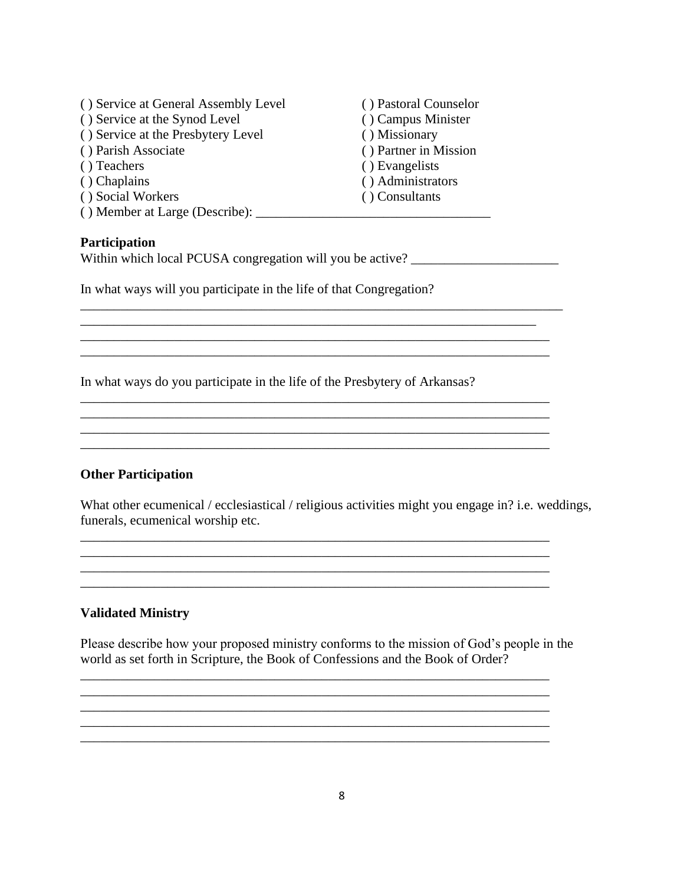( ) Service at General Assembly Level
( ) Service at the Synod Level
( ) Service at the Presbytery Level
( ) Parish Associate
( ) Teachers
( ) Chaplains
( ) Social Workers
( ) Pastoral Counselor
( ) Campus Minister
( ) Missionary
( ) Partner in Mission
( ) Evangelists
( ) Administrators
( ) Consultants
( ) Member at Large (Describe): ___________________________________

**Participation**

Within which local PCUSA congregation will you be active? ______________________

In what ways will you participate in the life of that Congregation?

___________________________________________________________________________
___________________________________________________________________________
___________________________________________________________________________
___________________________________________________________________________

In what ways do you participate in the life of the Presbytery of Arkansas?

___________________________________________________________________________
___________________________________________________________________________
___________________________________________________________________________
___________________________________________________________________________

**Other Participation**

What other ecumenical / ecclesiastical / religious activities might you engage in? i.e. weddings, funerals, ecumenical worship etc.

___________________________________________________________________________
___________________________________________________________________________
___________________________________________________________________________
___________________________________________________________________________

**Validated Ministry**

Please describe how your proposed ministry conforms to the mission of God's people in the world as set forth in Scripture, the Book of Confessions and the Book of Order?

___________________________________________________________________________
___________________________________________________________________________
___________________________________________________________________________
___________________________________________________________________________
___________________________________________________________________________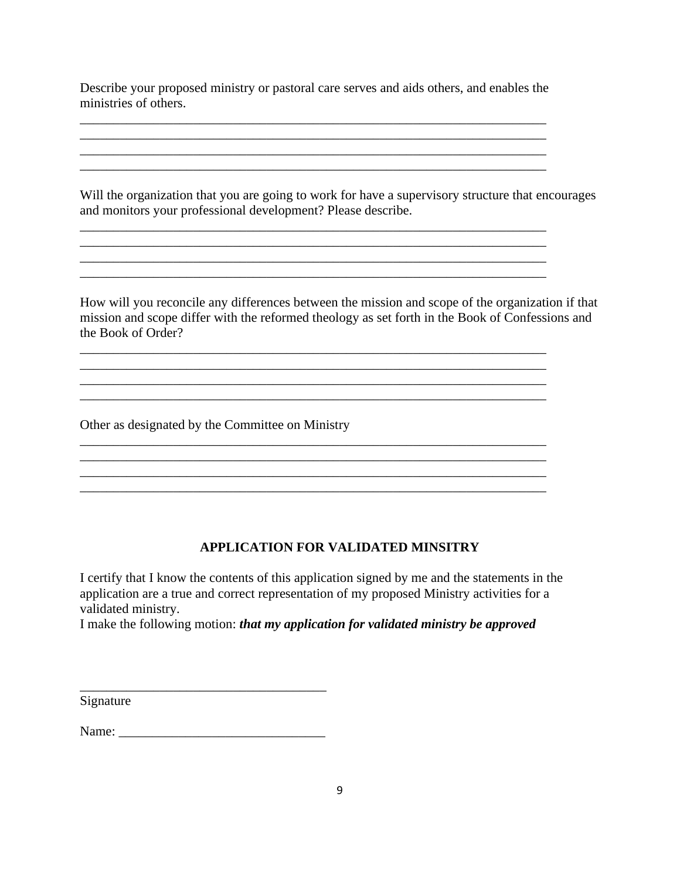Describe your proposed ministry or pastoral care serves and aids others, and enables the ministries of others.

\_\_\_\_\_\_\_\_\_\_\_\_\_\_\_\_\_\_\_\_\_\_\_\_\_\_\_\_\_\_\_\_\_\_\_\_\_\_\_\_\_\_\_\_\_\_\_\_\_\_\_\_\_\_\_\_\_\_\_\_\_\_\_\_\_\_\_\_\_\_\_\_
\_\_\_\_\_\_\_\_\_\_\_\_\_\_\_\_\_\_\_\_\_\_\_\_\_\_\_\_\_\_\_\_\_\_\_\_\_\_\_\_\_\_\_\_\_\_\_\_\_\_\_\_\_\_\_\_\_\_\_\_\_\_\_\_\_\_\_\_\_\_\_\_
\_\_\_\_\_\_\_\_\_\_\_\_\_\_\_\_\_\_\_\_\_\_\_\_\_\_\_\_\_\_\_\_\_\_\_\_\_\_\_\_\_\_\_\_\_\_\_\_\_\_\_\_\_\_\_\_\_\_\_\_\_\_\_\_\_\_\_\_\_\_\_\_
\_\_\_\_\_\_\_\_\_\_\_\_\_\_\_\_\_\_\_\_\_\_\_\_\_\_\_\_\_\_\_\_\_\_\_\_\_\_\_\_\_\_\_\_\_\_\_\_\_\_\_\_\_\_\_\_\_\_\_\_\_\_\_\_\_\_\_\_\_\_\_\_

Will the organization that you are going to work for have a supervisory structure that encourages and monitors your professional development? Please describe.

\_\_\_\_\_\_\_\_\_\_\_\_\_\_\_\_\_\_\_\_\_\_\_\_\_\_\_\_\_\_\_\_\_\_\_\_\_\_\_\_\_\_\_\_\_\_\_\_\_\_\_\_\_\_\_\_\_\_\_\_\_\_\_\_\_\_\_\_\_\_\_\_
\_\_\_\_\_\_\_\_\_\_\_\_\_\_\_\_\_\_\_\_\_\_\_\_\_\_\_\_\_\_\_\_\_\_\_\_\_\_\_\_\_\_\_\_\_\_\_\_\_\_\_\_\_\_\_\_\_\_\_\_\_\_\_\_\_\_\_\_\_\_\_\_
\_\_\_\_\_\_\_\_\_\_\_\_\_\_\_\_\_\_\_\_\_\_\_\_\_\_\_\_\_\_\_\_\_\_\_\_\_\_\_\_\_\_\_\_\_\_\_\_\_\_\_\_\_\_\_\_\_\_\_\_\_\_\_\_\_\_\_\_\_\_\_\_
\_\_\_\_\_\_\_\_\_\_\_\_\_\_\_\_\_\_\_\_\_\_\_\_\_\_\_\_\_\_\_\_\_\_\_\_\_\_\_\_\_\_\_\_\_\_\_\_\_\_\_\_\_\_\_\_\_\_\_\_\_\_\_\_\_\_\_\_\_\_\_\_

How will you reconcile any differences between the mission and scope of the organization if that mission and scope differ with the reformed theology as set forth in the Book of Confessions and the Book of Order?

\_\_\_\_\_\_\_\_\_\_\_\_\_\_\_\_\_\_\_\_\_\_\_\_\_\_\_\_\_\_\_\_\_\_\_\_\_\_\_\_\_\_\_\_\_\_\_\_\_\_\_\_\_\_\_\_\_\_\_\_\_\_\_\_\_\_\_\_\_\_\_\_
\_\_\_\_\_\_\_\_\_\_\_\_\_\_\_\_\_\_\_\_\_\_\_\_\_\_\_\_\_\_\_\_\_\_\_\_\_\_\_\_\_\_\_\_\_\_\_\_\_\_\_\_\_\_\_\_\_\_\_\_\_\_\_\_\_\_\_\_\_\_\_\_
\_\_\_\_\_\_\_\_\_\_\_\_\_\_\_\_\_\_\_\_\_\_\_\_\_\_\_\_\_\_\_\_\_\_\_\_\_\_\_\_\_\_\_\_\_\_\_\_\_\_\_\_\_\_\_\_\_\_\_\_\_\_\_\_\_\_\_\_\_\_\_\_
\_\_\_\_\_\_\_\_\_\_\_\_\_\_\_\_\_\_\_\_\_\_\_\_\_\_\_\_\_\_\_\_\_\_\_\_\_\_\_\_\_\_\_\_\_\_\_\_\_\_\_\_\_\_\_\_\_\_\_\_\_\_\_\_\_\_\_\_\_\_\_\_

Other as designated by the Committee on Ministry

\_\_\_\_\_\_\_\_\_\_\_\_\_\_\_\_\_\_\_\_\_\_\_\_\_\_\_\_\_\_\_\_\_\_\_\_\_\_\_\_\_\_\_\_\_\_\_\_\_\_\_\_\_\_\_\_\_\_\_\_\_\_\_\_\_\_\_\_\_\_\_\_
\_\_\_\_\_\_\_\_\_\_\_\_\_\_\_\_\_\_\_\_\_\_\_\_\_\_\_\_\_\_\_\_\_\_\_\_\_\_\_\_\_\_\_\_\_\_\_\_\_\_\_\_\_\_\_\_\_\_\_\_\_\_\_\_\_\_\_\_\_\_\_\_
\_\_\_\_\_\_\_\_\_\_\_\_\_\_\_\_\_\_\_\_\_\_\_\_\_\_\_\_\_\_\_\_\_\_\_\_\_\_\_\_\_\_\_\_\_\_\_\_\_\_\_\_\_\_\_\_\_\_\_\_\_\_\_\_\_\_\_\_\_\_\_\_
\_\_\_\_\_\_\_\_\_\_\_\_\_\_\_\_\_\_\_\_\_\_\_\_\_\_\_\_\_\_\_\_\_\_\_\_\_\_\_\_\_\_\_\_\_\_\_\_\_\_\_\_\_\_\_\_\_\_\_\_\_\_\_\_\_\_\_\_\_\_\_\_

## APPLICATION FOR VALIDATED MINSITRY

I certify that I know the contents of this application signed by me and the statements in the application are a true and correct representation of my proposed Ministry activities for a validated ministry.
I make the following motion: ***that my application for validated ministry be approved***

\_\_\_\_\_\_\_\_\_\_\_\_\_\_\_\_\_\_\_\_\_\_\_\_\_\_\_\_\_\_\_\_\_\_\_\_\_
Signature

Name: \_\_\_\_\_\_\_\_\_\_\_\_\_\_\_\_\_\_\_\_\_\_\_\_\_\_\_\_\_\_\_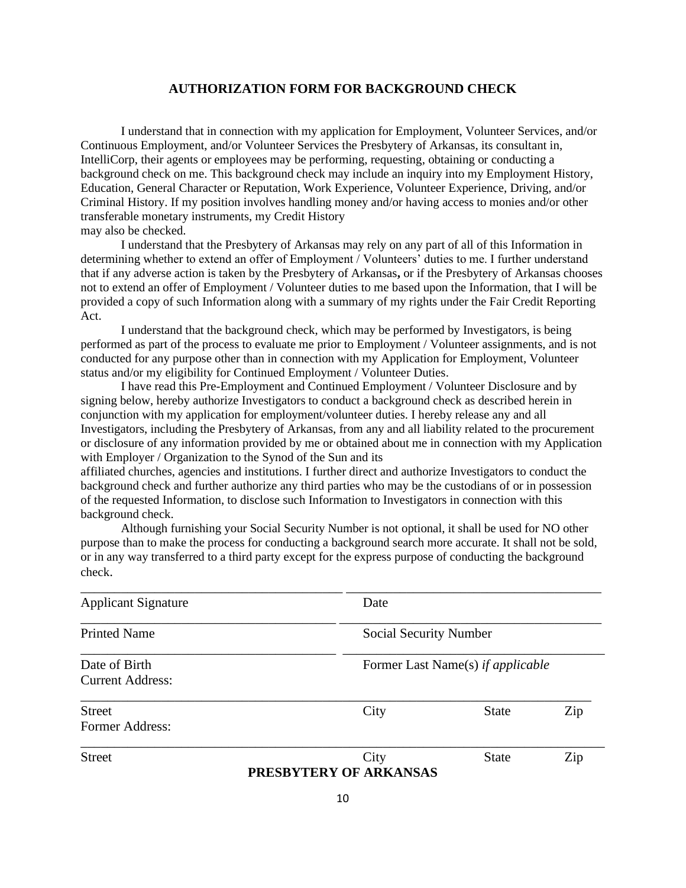## AUTHORIZATION FORM FOR BACKGROUND CHECK

I understand that in connection with my application for Employment, Volunteer Services, and/or Continuous Employment, and/or Volunteer Services the Presbytery of Arkansas, its consultant in, IntelliCorp, their agents or employees may be performing, requesting, obtaining or conducting a background check on me. This background check may include an inquiry into my Employment History, Education, General Character or Reputation, Work Experience, Volunteer Experience, Driving, and/or Criminal History. If my position involves handling money and/or having access to monies and/or other transferable monetary instruments, my Credit History may also be checked.

I understand that the Presbytery of Arkansas may rely on any part of all of this Information in determining whether to extend an offer of Employment / Volunteers' duties to me. I further understand that if any adverse action is taken by the Presbytery of Arkansas**,** or if the Presbytery of Arkansas chooses not to extend an offer of Employment / Volunteer duties to me based upon the Information, that I will be provided a copy of such Information along with a summary of my rights under the Fair Credit Reporting Act.

I understand that the background check, which may be performed by Investigators, is being performed as part of the process to evaluate me prior to Employment / Volunteer assignments, and is not conducted for any purpose other than in connection with my Application for Employment, Volunteer status and/or my eligibility for Continued Employment / Volunteer Duties.

I have read this Pre-Employment and Continued Employment / Volunteer Disclosure and by signing below, hereby authorize Investigators to conduct a background check as described herein in conjunction with my application for employment/volunteer duties. I hereby release any and all Investigators, including the Presbytery of Arkansas, from any and all liability related to the procurement or disclosure of any information provided by me or obtained about me in connection with my Application with Employer / Organization to the Synod of the Sun and its affiliated churches, agencies and institutions. I further direct and authorize Investigators to conduct the background check and further authorize any third parties who may be the custodians of or in possession of the requested Information, to disclose such Information to Investigators in connection with this background check.

Although furnishing your Social Security Number is not optional, it shall be used for NO other purpose than to make the process for conducting a background search more accurate. It shall not be sold, or in any way transferred to a third party except for the express purpose of conducting the background check.

\_\_\_\_\_\_\_\_\_\_\_\_\_\_\_\_\_\_\_\_\_\_\_\_\_\_\_\_\_\_\_\_\_\_\_\_\_\_\_\_ \_\_\_\_\_\_\_\_\_\_\_\_\_\_\_\_\_\_\_\_\_\_\_\_\_\_\_\_\_\_\_\_\_\_\_\_\_\_\_\_

Applicant Signature | Date

\_\_\_\_\_\_\_\_\_\_\_\_\_\_\_\_\_\_\_\_\_\_\_\_\_\_\_\_\_\_\_\_\_\_\_\_\_\_\_\_ \_\_\_\_\_\_\_\_\_\_\_\_\_\_\_\_\_\_\_\_\_\_\_\_\_\_\_\_\_\_\_\_\_\_\_\_\_\_\_\_

Printed Name | Social Security Number

\_\_\_\_\_\_\_\_\_\_\_\_\_\_\_\_\_\_\_\_\_\_\_\_\_\_\_\_\_\_\_\_\_\_\_\_\_\_\_\_ \_\_\_\_\_\_\_\_\_\_\_\_\_\_\_\_\_\_\_\_\_\_\_\_\_\_\_\_\_\_\_\_\_\_\_\_\_\_\_\_

Date of Birth | Former Last Name(s) *if applicable*

Current Address:

\_\_\_\_\_\_\_\_\_\_\_\_\_\_\_\_\_\_\_\_\_\_\_\_\_\_\_\_\_\_\_\_\_\_\_\_\_\_\_\_\_\_\_\_\_\_\_\_\_\_\_\_\_\_\_\_\_\_\_\_\_\_\_\_\_\_\_\_\_\_\_\_\_\_\_\_\_\_\_\_

Street | City | State | Zip

Former Address:

\_\_\_\_\_\_\_\_\_\_\_\_\_\_\_\_\_\_\_\_\_\_\_\_\_\_\_\_\_\_\_\_\_\_\_\_\_\_\_\_\_\_\_\_\_\_\_\_\_\_\_\_\_\_\_\_\_\_\_\_\_\_\_\_\_\_\_\_\_\_\_\_\_\_\_\_\_\_\_\_

Street | City | State | Zip

**PRESBYTERY OF ARKANSAS**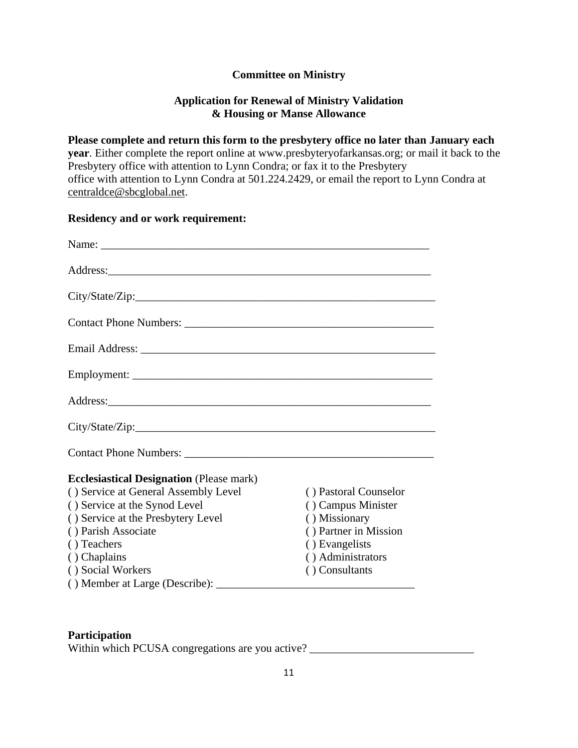**Committee on Ministry**

**Application for Renewal of Ministry Validation & Housing or Manse Allowance**

**Please complete and return this form to the presbytery office no later than January each year**. Either complete the report online at www.presbyteryofarkansas.org; or mail it back to the Presbytery office with attention to Lynn Condra; or fax it to the Presbytery office with attention to Lynn Condra at 501.224.2429, or email the report to Lynn Condra at centraldce@sbcglobal.net.

**Residency and or work requirement:**

Name: ____________________________________________________________

Address:___________________________________________________________

City/State/Zip:______________________________________________________

Contact Phone Numbers: _____________________________________________

Email Address: _____________________________________________________

Employment: _______________________________________________________

Address:___________________________________________________________

City/State/Zip:______________________________________________________

Contact Phone Numbers: _____________________________________________

**Ecclesiastical Designation** (Please mark)

( ) Service at General Assembly Level
( ) Service at the Synod Level
( ) Service at the Presbytery Level
( ) Parish Associate
( ) Teachers
( ) Chaplains
( ) Social Workers
( ) Pastoral Counselor
( ) Campus Minister
( ) Missionary
( ) Partner in Mission
( ) Evangelists
( ) Administrators
( ) Consultants
( ) Member at Large (Describe): ___________________________________

**Participation**

Within which PCUSA congregations are you active? ____________________________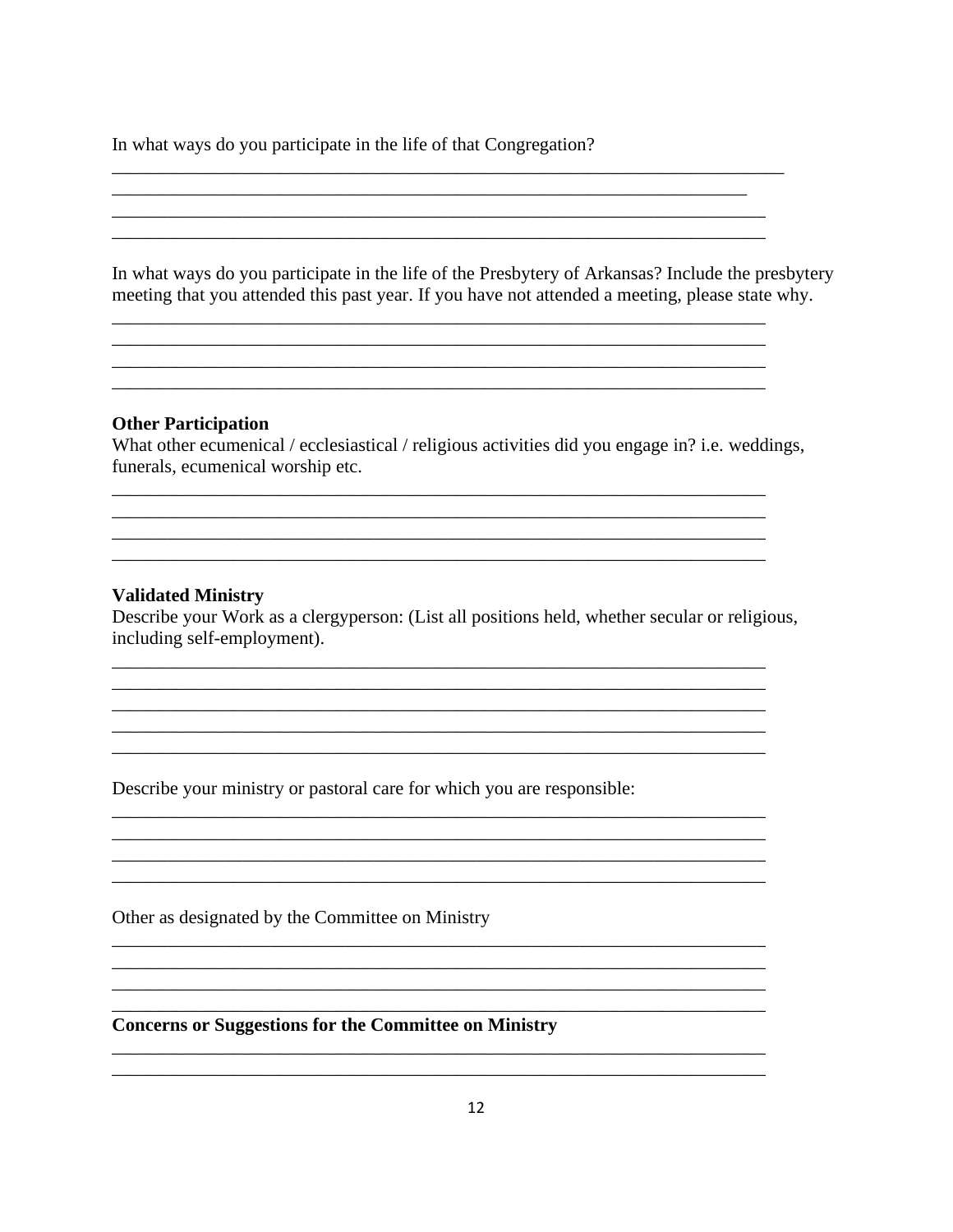In what ways do you participate in the life of that Congregation?

___________________________________________________________________________
_______________________________________________________________________
_________________________________________________________________________
_________________________________________________________________________

In what ways do you participate in the life of the Presbytery of Arkansas? Include the presbytery meeting that you attended this past year. If you have not attended a meeting, please state why.

_________________________________________________________________________
_________________________________________________________________________
_________________________________________________________________________
_________________________________________________________________________

**Other Participation**

What other ecumenical / ecclesiastical / religious activities did you engage in? i.e. weddings, funerals, ecumenical worship etc.

_________________________________________________________________________
_________________________________________________________________________
_________________________________________________________________________
_________________________________________________________________________

**Validated Ministry**

Describe your Work as a clergyperson: (List all positions held, whether secular or religious, including self-employment).

_________________________________________________________________________
_________________________________________________________________________
_________________________________________________________________________
_________________________________________________________________________
_________________________________________________________________________

Describe your ministry or pastoral care for which you are responsible:

_________________________________________________________________________
_________________________________________________________________________
_________________________________________________________________________
_________________________________________________________________________

Other as designated by the Committee on Ministry

_________________________________________________________________________
_________________________________________________________________________
_________________________________________________________________________
_________________________________________________________________________

**Concerns or Suggestions for the Committee on Ministry**

_________________________________________________________________________
_________________________________________________________________________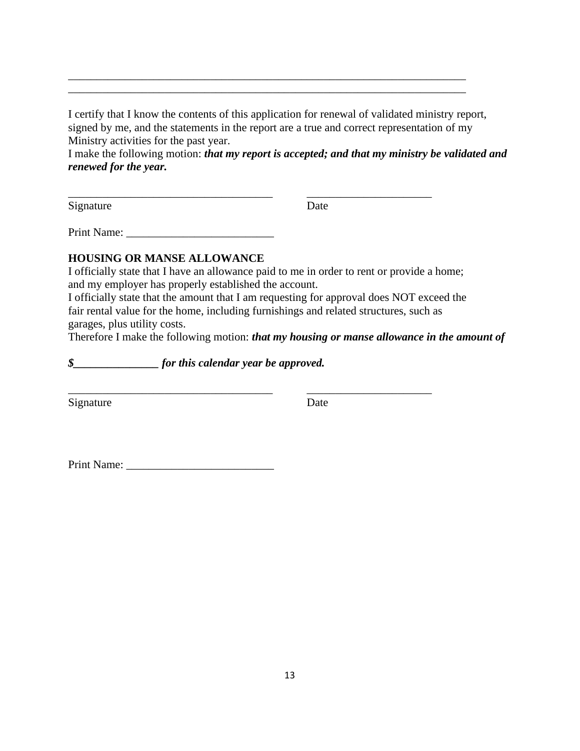\_\_\_\_\_\_\_\_\_\_\_\_\_\_\_\_\_\_\_\_\_\_\_\_\_\_\_\_\_\_\_\_\_\_\_\_\_\_\_\_\_\_\_\_\_\_\_\_\_\_\_\_\_\_\_\_\_\_\_\_\_\_\_\_\_\_\_\_\_\_\_\_

\_\_\_\_\_\_\_\_\_\_\_\_\_\_\_\_\_\_\_\_\_\_\_\_\_\_\_\_\_\_\_\_\_\_\_\_\_\_\_\_\_\_\_\_\_\_\_\_\_\_\_\_\_\_\_\_\_\_\_\_\_\_\_\_\_\_\_\_\_\_\_\_

I certify that I know the contents of this application for renewal of validated ministry report, signed by me, and the statements in the report are a true and correct representation of my Ministry activities for the past year.
I make the following motion: ***that my report is accepted; and that my ministry be validated and renewed for the year.***

\_\_\_\_\_\_\_\_\_\_\_\_\_\_\_\_\_\_\_\_\_\_\_\_\_\_\_\_\_\_\_\_\_\_\_\_\_ \_\_\_\_\_\_\_\_\_\_\_\_\_\_\_\_\_\_\_\_\_\_\_
Signature Date

Print Name: \_\_\_\_\_\_\_\_\_\_\_\_\_\_\_\_\_\_\_\_\_\_\_\_\_\_

**HOUSING OR MANSE ALLOWANCE**

I officially state that I have an allowance paid to me in order to rent or provide a home; and my employer has properly established the account.
I officially state that the amount that I am requesting for approval does NOT exceed the fair rental value for the home, including furnishings and related structures, such as garages, plus utility costs.
Therefore I make the following motion: ***that my housing or manse allowance in the amount of***

***$\_\_\_\_\_\_\_\_\_\_\_\_\_\_\_ for this calendar year be approved.***

\_\_\_\_\_\_\_\_\_\_\_\_\_\_\_\_\_\_\_\_\_\_\_\_\_\_\_\_\_\_\_\_\_\_\_\_\_ \_\_\_\_\_\_\_\_\_\_\_\_\_\_\_\_\_\_\_\_\_\_\_
Signature Date

Print Name: \_\_\_\_\_\_\_\_\_\_\_\_\_\_\_\_\_\_\_\_\_\_\_\_\_\_